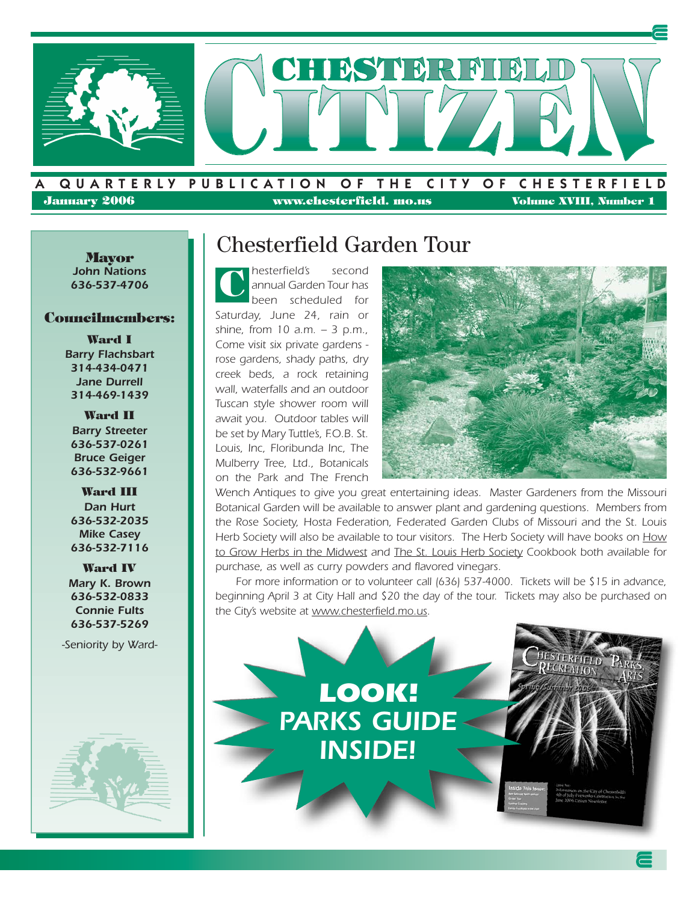# CHESTERFIELD CITIZEN

A QUARTERLY PUBLICATION OF THE CITY OF CHESTERFIELD

January 2006 | www.chesterfield.mo.us | Volume XVIII, Number 1

**Mayor**
John Nations
636-537-4706

**Councilmembers:**

**Ward I**
Barry Flachsbart
314-434-0471
Jane Durrell
314-469-1439

**Ward II**
Barry Streeter
636-537-0261
Bruce Geiger
636-532-9661

**Ward III**
Dan Hurt
636-532-2035
Mike Casey
636-532-7116

**Ward IV**
Mary K. Brown
636-532-0833
Connie Fults
636-537-5269

-Seniority by Ward-

## Chesterfield Garden Tour

Chesterfield's second annual Garden Tour has been scheduled for Saturday, June 24, rain or shine, from 10 a.m. – 3 p.m., Come visit six private gardens - rose gardens, shady paths, dry creek beds, a rock retaining wall, waterfalls and an outdoor Tuscan style shower room will await you. Outdoor tables will be set by Mary Tuttle's, F.O.B. St. Louis, Inc, Floribunda Inc, The Mulberry Tree, Ltd., Botanicals on the Park and The French Wench Antiques to give you great entertaining ideas. Master Gardeners from the Missouri Botanical Garden will be available to answer plant and gardening questions. Members from the Rose Society, Hosta Federation, Federated Garden Clubs of Missouri and the St. Louis Herb Society will also be available to tour visitors. The Herb Society will have books on How to Grow Herbs in the Midwest and The St. Louis Herb Society Cookbook both available for purchase, as well as curry powders and flavored vinegars.

For more information or to volunteer call (636) 537-4000. Tickets will be $15 in advance, beginning April 3 at City Hall and $20 the day of the tour. Tickets may also be purchased on the City's website at www.chesterfield.mo.us.

**LOOK! PARKS GUIDE INSIDE!**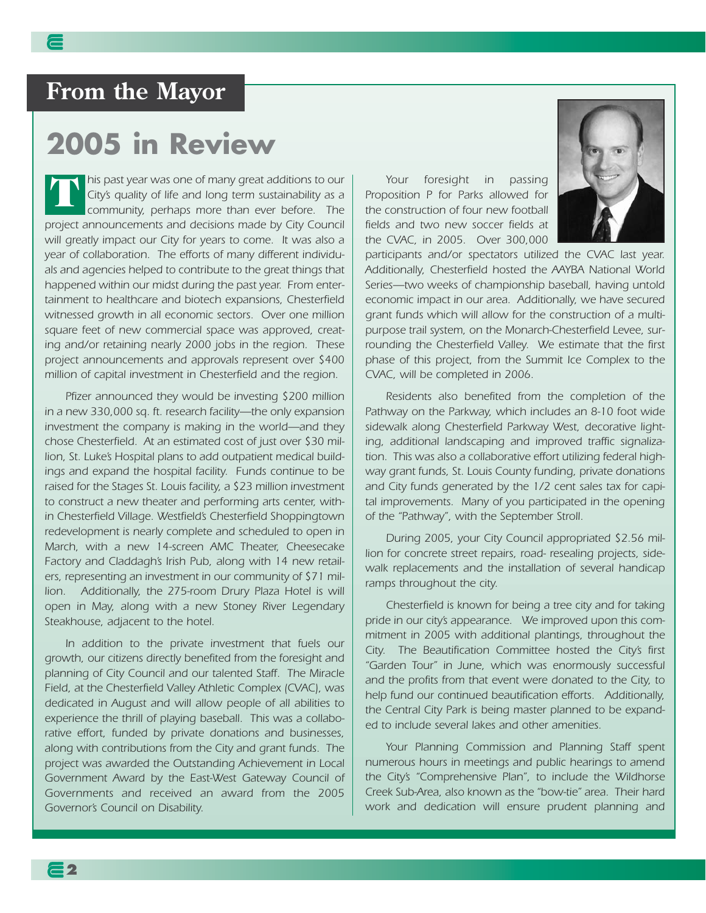## From the Mayor

# 2005 in Review

This past year was one of many great additions to our City's quality of life and long term sustainability as a community, perhaps more than ever before. The project announcements and decisions made by City Council will greatly impact our City for years to come. It was also a year of collaboration. The efforts of many different individuals and agencies helped to contribute to the great things that happened within our midst during the past year. From entertainment to healthcare and biotech expansions, Chesterfield witnessed growth in all economic sectors. Over one million square feet of new commercial space was approved, creating and/or retaining nearly 2000 jobs in the region. These project announcements and approvals represent over $400 million of capital investment in Chesterfield and the region.

Pfizer announced they would be investing $200 million in a new 330,000 sq. ft. research facility—the only expansion investment the company is making in the world—and they chose Chesterfield. At an estimated cost of just over $30 million, St. Luke's Hospital plans to add outpatient medical buildings and expand the hospital facility. Funds continue to be raised for the Stages St. Louis facility, a $23 million investment to construct a new theater and performing arts center, within Chesterfield Village. Westfield's Chesterfield Shoppingtown redevelopment is nearly complete and scheduled to open in March, with a new 14-screen AMC Theater, Cheesecake Factory and Claddagh's Irish Pub, along with 14 new retailers, representing an investment in our community of $71 million. Additionally, the 275-room Drury Plaza Hotel is will open in May, along with a new Stoney River Legendary Steakhouse, adjacent to the hotel.

In addition to the private investment that fuels our growth, our citizens directly benefited from the foresight and planning of City Council and our talented Staff. The Miracle Field, at the Chesterfield Valley Athletic Complex (CVAC), was dedicated in August and will allow people of all abilities to experience the thrill of playing baseball. This was a collaborative effort, funded by private donations and businesses, along with contributions from the City and grant funds. The project was awarded the Outstanding Achievement in Local Government Award by the East-West Gateway Council of Governments and received an award from the 2005 Governor's Council on Disability.

Your foresight in passing Proposition P for Parks allowed for the construction of four new football fields and two new soccer fields at the CVAC, in 2005. Over 300,000 participants and/or spectators utilized the CVAC last year. Additionally, Chesterfield hosted the AAYBA National World Series—two weeks of championship baseball, having untold economic impact in our area. Additionally, we have secured grant funds which will allow for the construction of a multi-purpose trail system, on the Monarch-Chesterfield Levee, surrounding the Chesterfield Valley. We estimate that the first phase of this project, from the Summit Ice Complex to the CVAC, will be completed in 2006.

Residents also benefited from the completion of the Pathway on the Parkway, which includes an 8-10 foot wide sidewalk along Chesterfield Parkway West, decorative lighting, additional landscaping and improved traffic signalization. This was also a collaborative effort utilizing federal highway grant funds, St. Louis County funding, private donations and City funds generated by the 1/2 cent sales tax for capital improvements. Many of you participated in the opening of the "Pathway", with the September Stroll.

During 2005, your City Council appropriated $2.56 million for concrete street repairs, road- resealing projects, sidewalk replacements and the installation of several handicap ramps throughout the city.

Chesterfield is known for being a tree city and for taking pride in our city's appearance. We improved upon this commitment in 2005 with additional plantings, throughout the City. The Beautification Committee hosted the City's first "Garden Tour" in June, which was enormously successful and the profits from that event were donated to the City, to help fund our continued beautification efforts. Additionally, the Central City Park is being master planned to be expanded to include several lakes and other amenities.

Your Planning Commission and Planning Staff spent numerous hours in meetings and public hearings to amend the City's "Comprehensive Plan", to include the Wildhorse Creek Sub-Area, also known as the "bow-tie" area. Their hard work and dedication will ensure prudent planning and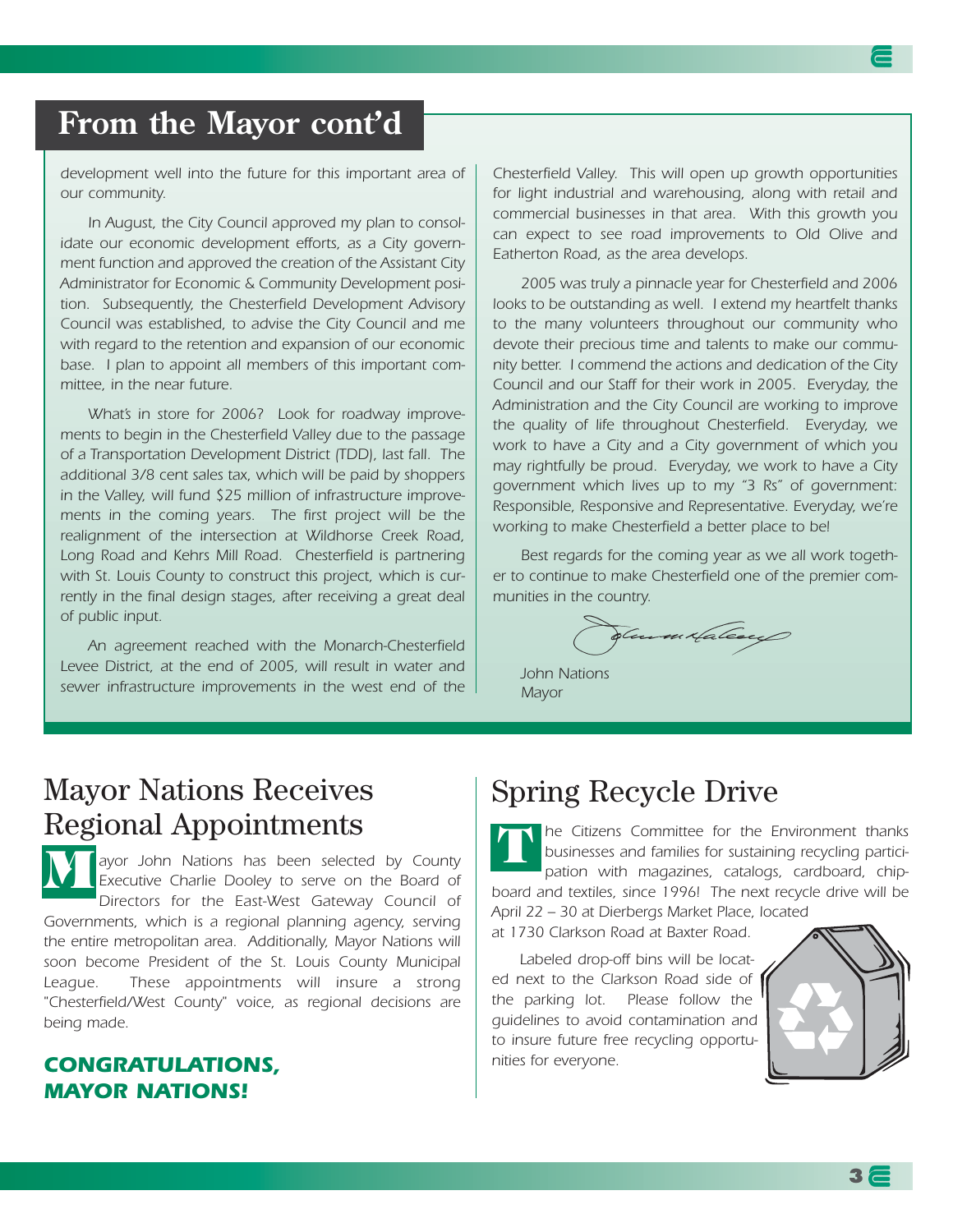# From the Mayor cont'd

*development well into the future for this important area of our community.*

*In August, the City Council approved my plan to consolidate our economic development efforts, as a City government function and approved the creation of the Assistant City Administrator for Economic & Community Development position. Subsequently, the Chesterfield Development Advisory Council was established, to advise the City Council and me with regard to the retention and expansion of our economic base. I plan to appoint all members of this important committee, in the near future.*

*What's in store for 2006? Look for roadway improvements to begin in the Chesterfield Valley due to the passage of a Transportation Development District (TDD), last fall. The additional 3/8 cent sales tax, which will be paid by shoppers in the Valley, will fund $25 million of infrastructure improvements in the coming years. The first project will be the realignment of the intersection at Wildhorse Creek Road, Long Road and Kehrs Mill Road. Chesterfield is partnering with St. Louis County to construct this project, which is currently in the final design stages, after receiving a great deal of public input.*

*An agreement reached with the Monarch-Chesterfield Levee District, at the end of 2005, will result in water and sewer infrastructure improvements in the west end of the Chesterfield Valley. This will open up growth opportunities for light industrial and warehousing, along with retail and commercial businesses in that area. With this growth you can expect to see road improvements to Old Olive and Eatherton Road, as the area develops.*

*2005 was truly a pinnacle year for Chesterfield and 2006 looks to be outstanding as well. I extend my heartfelt thanks to the many volunteers throughout our community who devote their precious time and talents to make our community better. I commend the actions and dedication of the City Council and our Staff for their work in 2005. Everyday, the Administration and the City Council are working to improve the quality of life throughout Chesterfield. Everyday, we work to have a City and a City government of which you may rightfully be proud. Everyday, we work to have a City government which lives up to my "3 Rs" of government: Responsible, Responsive and Representative. Everyday, we're working to make Chesterfield a better place to be!*

*Best regards for the coming year as we all work together to continue to make Chesterfield one of the premier communities in the country.*

John Nations
Mayor

## Mayor Nations Receives Regional Appointments

*Mayor John Nations has been selected by County Executive Charlie Dooley to serve on the Board of Directors for the East-West Gateway Council of Governments, which is a regional planning agency, serving the entire metropolitan area. Additionally, Mayor Nations will soon become President of the St. Louis County Municipal League. These appointments will insure a strong "Chesterfield/West County" voice, as regional decisions are being made.*

***CONGRATULATIONS, MAYOR NATIONS!***

## Spring Recycle Drive

*The Citizens Committee for the Environment thanks businesses and families for sustaining recycling participation with magazines, catalogs, cardboard, chipboard and textiles, since 1996! The next recycle drive will be April 22 – 30 at Dierbergs Market Place, located at 1730 Clarkson Road at Baxter Road.*

*Labeled drop-off bins will be located next to the Clarkson Road side of the parking lot. Please follow the guidelines to avoid contamination and to insure future free recycling opportunities for everyone.*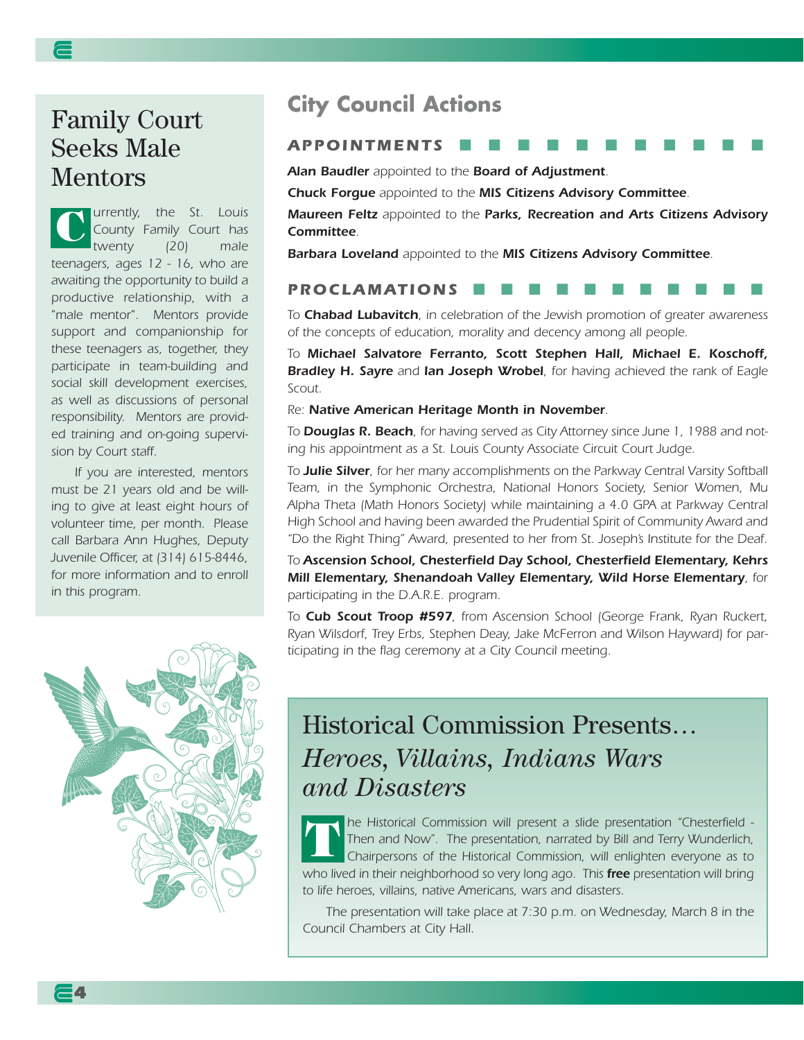# Family Court Seeks Male Mentors

Currently, the St. Louis County Family Court has twenty (20) male teenagers, ages 12 - 16, who are awaiting the opportunity to build a productive relationship, with a "male mentor". Mentors provide support and companionship for these teenagers as, together, they participate in team-building and social skill development exercises, as well as discussions of personal responsibility. Mentors are provided training and on-going supervision by Court staff.

If you are interested, mentors must be 21 years old and be willing to give at least eight hours of volunteer time, per month. Please call Barbara Ann Hughes, Deputy Juvenile Officer, at (314) 615-8446, for more information and to enroll in this program.

# City Council Actions

## APPOINTMENTS

***Alan Baudler*** *appointed to the* ***Board of Adjustment****.*

***Chuck Forgue*** *appointed to the* ***MIS Citizens Advisory Committee****.*

***Maureen Feltz*** *appointed to the* ***Parks, Recreation and Arts Citizens Advisory Committee****.*

***Barbara Loveland*** *appointed to the* ***MIS Citizens Advisory Committee****.*

## PROCLAMATIONS

To **Chabad Lubavitch**, in celebration of the Jewish promotion of greater awareness of the concepts of education, morality and decency among all people.

To **Michael Salvatore Ferranto, Scott Stephen Hall, Michael E. Koschoff, Bradley H. Sayre** and **Ian Joseph Wrobel**, for having achieved the rank of Eagle Scout.

Re: **Native American Heritage Month in November**.

To **Douglas R. Beach**, for having served as City Attorney since June 1, 1988 and noting his appointment as a St. Louis County Associate Circuit Court Judge.

To **Julie Silver**, for her many accomplishments on the Parkway Central Varsity Softball Team, in the Symphonic Orchestra, National Honors Society, Senior Women, Mu Alpha Theta (Math Honors Society) while maintaining a 4.0 GPA at Parkway Central High School and having been awarded the Prudential Spirit of Community Award and "Do the Right Thing" Award, presented to her from St. Joseph's Institute for the Deaf.

To **Ascension School, Chesterfield Day School, Chesterfield Elementary, Kehrs Mill Elementary, Shenandoah Valley Elementary, Wild Horse Elementary**, for participating in the D.A.R.E. program.

To **Cub Scout Troop #597**, from Ascension School (George Frank, Ryan Ruckert, Ryan Wilsdorf, Trey Erbs, Stephen Deay, Jake McFerron and Wilson Hayward) for participating in the flag ceremony at a City Council meeting.

# Historical Commission Presents… *Heroes, Villains, Indians Wars and Disasters*

The Historical Commission will present a slide presentation "Chesterfield - Then and Now". The presentation, narrated by Bill and Terry Wunderlich, Chairpersons of the Historical Commission, will enlighten everyone as to who lived in their neighborhood so very long ago. This **free** presentation will bring to life heroes, villains, native Americans, wars and disasters.

The presentation will take place at 7:30 p.m. on Wednesday, March 8 in the Council Chambers at City Hall.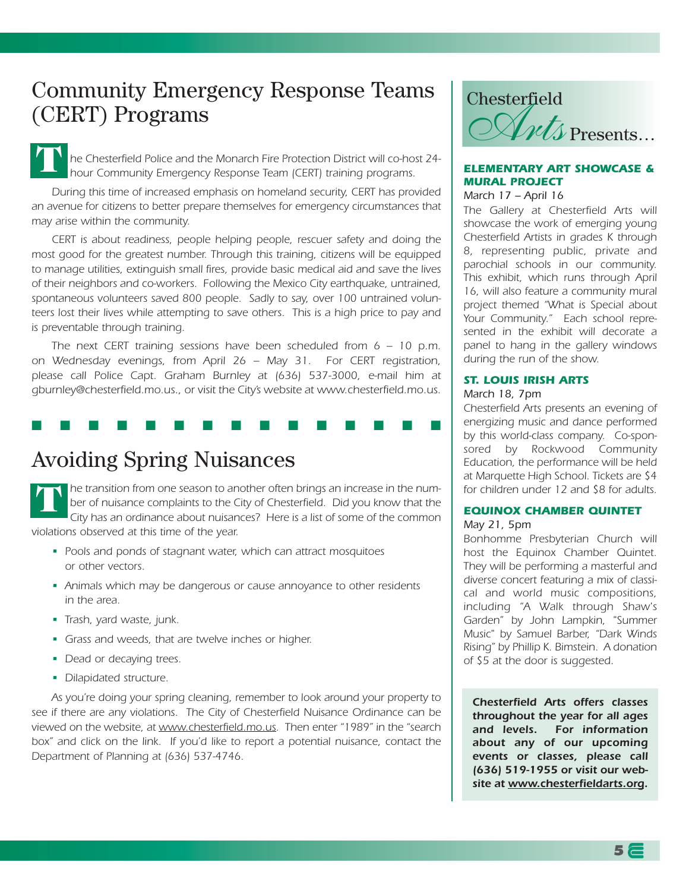# Community Emergency Response Teams (CERT) Programs

The Chesterfield Police and the Monarch Fire Protection District will co-host 24-hour Community Emergency Response Team (CERT) training programs.

During this time of increased emphasis on homeland security, CERT has provided an avenue for citizens to better prepare themselves for emergency circumstances that may arise within the community.

CERT is about readiness, people helping people, rescuer safety and doing the most good for the greatest number. Through this training, citizens will be equipped to manage utilities, extinguish small fires, provide basic medical aid and save the lives of their neighbors and co-workers. Following the Mexico City earthquake, untrained, spontaneous volunteers saved 800 people. Sadly to say, over 100 untrained volunteers lost their lives while attempting to save others. This is a high price to pay and is preventable through training.

The next CERT training sessions have been scheduled from 6 – 10 p.m. on Wednesday evenings, from April 26 – May 31. For CERT registration, please call Police Capt. Graham Burnley at (636) 537-3000, e-mail him at gburnley@chesterfield.mo.us., or visit the City's website at www.chesterfield.mo.us.

# Avoiding Spring Nuisances

The transition from one season to another often brings an increase in the number of nuisance complaints to the City of Chesterfield. Did you know that the City has an ordinance about nuisances? Here is a list of some of the common violations observed at this time of the year.

- Pools and ponds of stagnant water, which can attract mosquitoes or other vectors.
- Animals which may be dangerous or cause annoyance to other residents in the area.
- Trash, yard waste, junk.
- Grass and weeds, that are twelve inches or higher.
- Dead or decaying trees.
- Dilapidated structure.

As you're doing your spring cleaning, remember to look around your property to see if there are any violations. The City of Chesterfield Nuisance Ordinance can be viewed on the website, at www.chesterfield.mo.us. Then enter "1989" in the "search box" and click on the link. If you'd like to report a potential nuisance, contact the Department of Planning at (636) 537-4746.

# Chesterfield Arts Presents…

### ELEMENTARY ART SHOWCASE & MURAL PROJECT

March 17 – April 16

The Gallery at Chesterfield Arts will showcase the work of emerging young Chesterfield Artists in grades K through 8, representing public, private and parochial schools in our community. This exhibit, which runs through April 16, will also feature a community mural project themed "What is Special about Your Community." Each school represented in the exhibit will decorate a panel to hang in the gallery windows during the run of the show.

### ST. LOUIS IRISH ARTS

March 18, 7pm

Chesterfield Arts presents an evening of energizing music and dance performed by this world-class company. Co-sponsored by Rockwood Community Education, the performance will be held at Marquette High School. Tickets are $4 for children under 12 and $8 for adults.

### EQUINOX CHAMBER QUINTET

May 21, 5pm

Bonhomme Presbyterian Church will host the Equinox Chamber Quintet. They will be performing a masterful and diverse concert featuring a mix of classical and world music compositions, including "A Walk through Shaw's Garden" by John Lampkin, "Summer Music" by Samuel Barber, "Dark Winds Rising" by Phillip K. Bimstein. A donation of $5 at the door is suggested.

***Chesterfield Arts offers classes throughout the year for all ages and levels. For information about any of our upcoming events or classes, please call (636) 519-1955 or visit our website at www.chesterfieldarts.org.***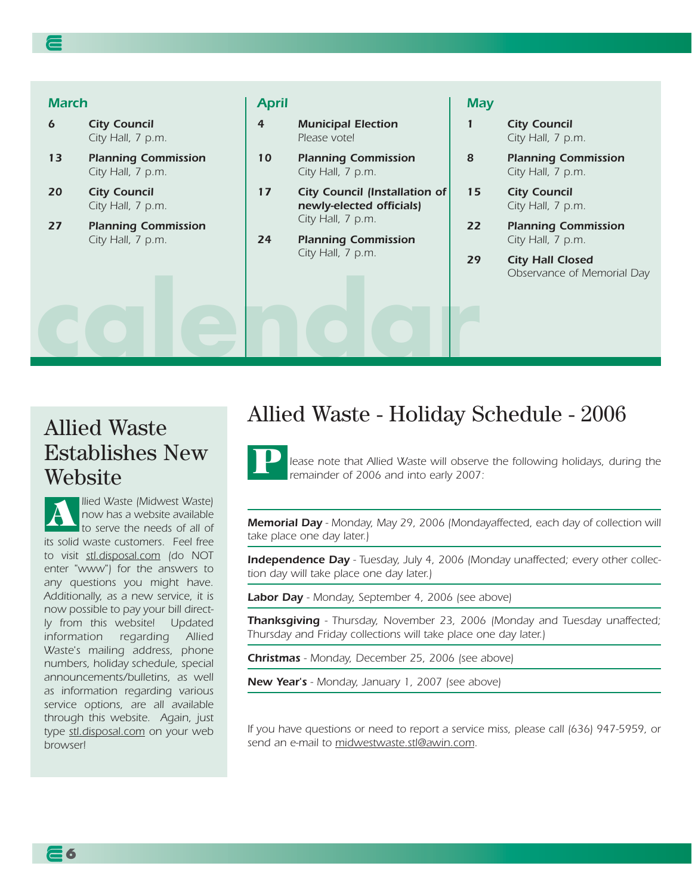## Calendar

### March

**6** — **City Council**
City Hall, 7 p.m.

**13** — **Planning Commission**
City Hall, 7 p.m.

**20** — **City Council**
City Hall, 7 p.m.

**27** — **Planning Commission**
City Hall, 7 p.m.

### April

**4** — **Municipal Election**
Please vote!

**10** — **Planning Commission**
City Hall, 7 p.m.

**17** — **City Council (Installation of newly-elected officials)**
City Hall, 7 p.m.

**24** — **Planning Commission**
City Hall, 7 p.m.

### May

**1** — **City Council**
City Hall, 7 p.m.

**8** — **Planning Commission**
City Hall, 7 p.m.

**15** — **City Council**
City Hall, 7 p.m.

**22** — **Planning Commission**
City Hall, 7 p.m.

**29** — **City Hall Closed**
Observance of Memorial Day

## Allied Waste Establishes New Website

Allied Waste (Midwest Waste) now has a website available to serve the needs of all of its solid waste customers. Feel free to visit stl.disposal.com (do NOT enter "www") for the answers to any questions you might have. Additionally, as a new service, it is now possible to pay your bill directly from this website! Updated information regarding Allied Waste's mailing address, phone numbers, holiday schedule, special announcements/bulletins, as well as information regarding various service options, are all available through this website. Again, just type stl.disposal.com on your web browser!

# Allied Waste - Holiday Schedule - 2006

Please note that Allied Waste will observe the following holidays, during the remainder of 2006 and into early 2007:

**Memorial Day** - Monday, May 29, 2006 (Mondayaffected, each day of collection will take place one day later.)

**Independence Day** - Tuesday, July 4, 2006 (Monday unaffected; every other collection day will take place one day later.)

**Labor Day** - Monday, September 4, 2006 (see above)

**Thanksgiving** - Thursday, November 23, 2006 (Monday and Tuesday unaffected; Thursday and Friday collections will take place one day later.)

**Christmas** - Monday, December 25, 2006 (see above)

**New Year's** - Monday, January 1, 2007 (see above)

If you have questions or need to report a service miss, please call (636) 947-5959, or send an e-mail to midwestwaste.stl@awin.com.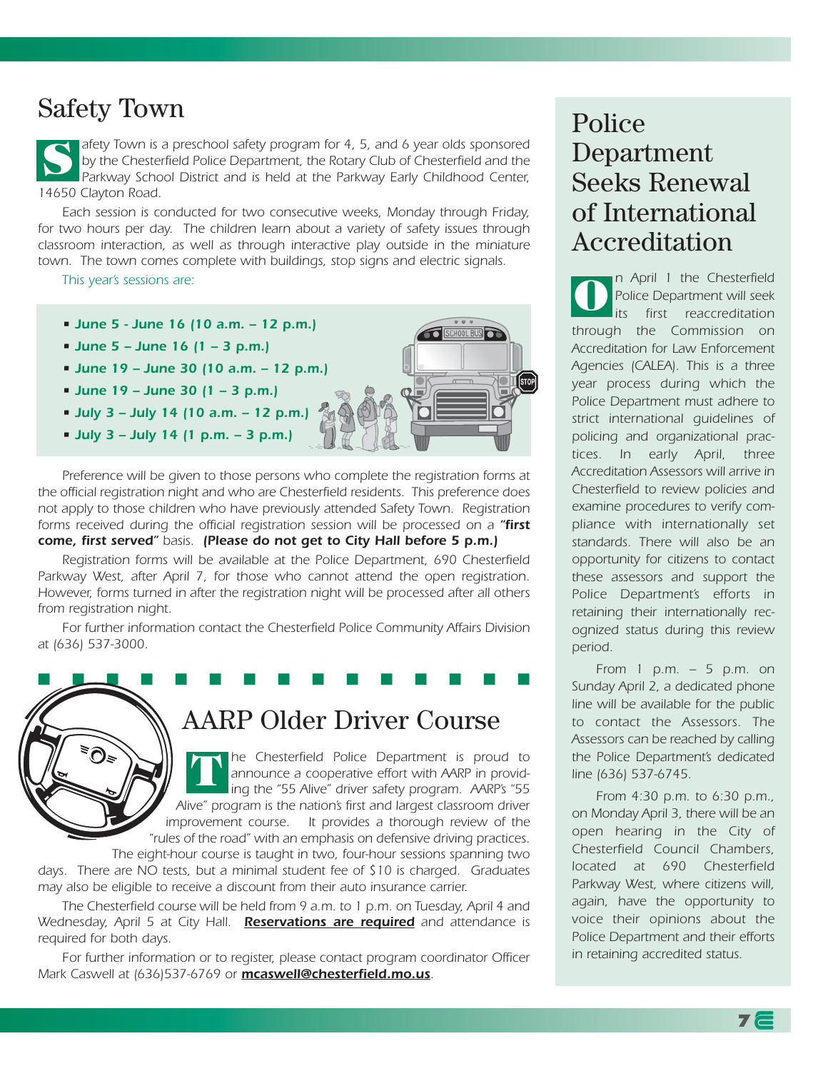## Safety Town

Safety Town is a preschool safety program for 4, 5, and 6 year olds sponsored by the Chesterfield Police Department, the Rotary Club of Chesterfield and the Parkway School District and is held at the Parkway Early Childhood Center, 14650 Clayton Road.

Each session is conducted for two consecutive weeks, Monday through Friday, for two hours per day. The children learn about a variety of safety issues through classroom interaction, as well as through interactive play outside in the miniature town. The town comes complete with buildings, stop signs and electric signals.

This year's sessions are:

- **June 5 - June 16 (10 a.m. – 12 p.m.)**
- **June 5 – June 16 (1 – 3 p.m.)**
- **June 19 – June 30 (10 a.m. – 12 p.m.)**
- **June 19 – June 30 (1 – 3 p.m.)**
- **July 3 – July 14 (10 a.m. – 12 p.m.)**
- **July 3 – July 14 (1 p.m. – 3 p.m.)**

Preference will be given to those persons who complete the registration forms at the official registration night and who are Chesterfield residents. This preference does not apply to those children who have previously attended Safety Town. Registration forms received during the official registration session will be processed on a **"first come, first served"** basis. ***(Please do not get to City Hall before 5 p.m.)***

Registration forms will be available at the Police Department, 690 Chesterfield Parkway West, after April 7, for those who cannot attend the open registration. However, forms turned in after the registration night will be processed after all others from registration night.

For further information contact the Chesterfield Police Community Affairs Division at (636) 537-3000.

## AARP Older Driver Course

The Chesterfield Police Department is proud to announce a cooperative effort with AARP in providing the "55 Alive" driver safety program. AARP's "55 Alive" program is the nation's first and largest classroom driver improvement course. It provides a thorough review of the "rules of the road" with an emphasis on defensive driving practices. The eight-hour course is taught in two, four-hour sessions spanning two days. There are NO tests, but a minimal student fee of $10 is charged. Graduates may also be eligible to receive a discount from their auto insurance carrier.

The Chesterfield course will be held from 9 a.m. to 1 p.m. on Tuesday, April 4 and Wednesday, April 5 at City Hall. **Reservations are required** and attendance is required for both days.

For further information or to register, please contact program coordinator Officer Mark Caswell at (636)537-6769 or **mcaswell@chesterfield.mo.us**.

## Police Department Seeks Renewal of International Accreditation

On April 1 the Chesterfield Police Department will seek its first reaccreditation through the Commission on Accreditation for Law Enforcement Agencies (CALEA). This is a three year process during which the Police Department must adhere to strict international guidelines of policing and organizational practices. In early April, three Accreditation Assessors will arrive in Chesterfield to review policies and examine procedures to verify compliance with internationally set standards. There will also be an opportunity for citizens to contact these assessors and support the Police Department's efforts in retaining their internationally recognized status during this review period.

From 1 p.m. – 5 p.m. on Sunday April 2, a dedicated phone line will be available for the public to contact the Assessors. The Assessors can be reached by calling the Police Department's dedicated line (636) 537-6745.

From 4:30 p.m. to 6:30 p.m., on Monday April 3, there will be an open hearing in the City of Chesterfield Council Chambers, located at 690 Chesterfield Parkway West, where citizens will, again, have the opportunity to voice their opinions about the Police Department and their efforts in retaining accredited status.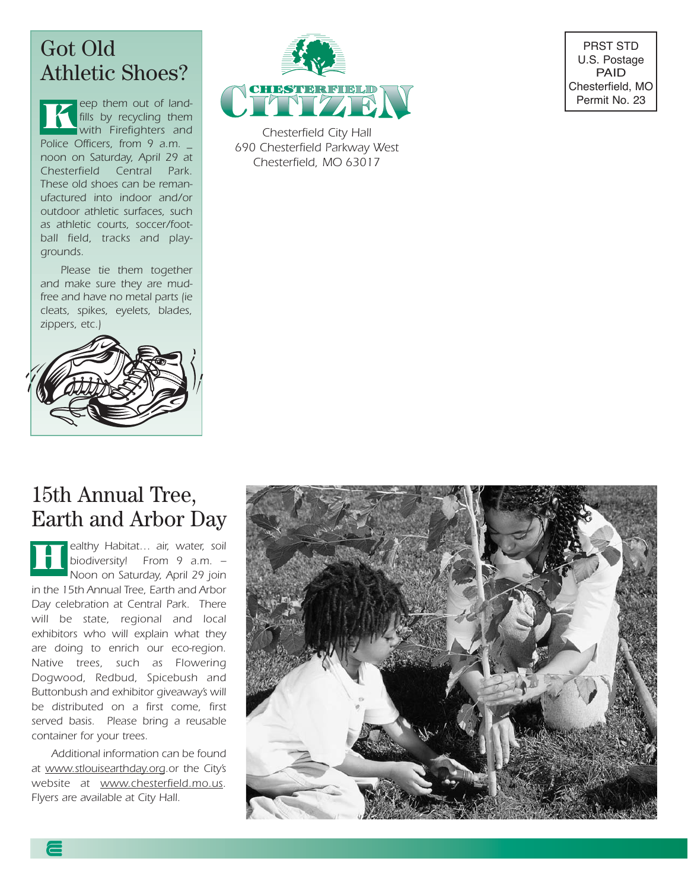## Got Old Athletic Shoes?

Keep them out of landfills by recycling them with Firefighters and Police Officers, from 9 a.m. _ noon on Saturday, April 29 at Chesterfield Central Park. These old shoes can be remanufactured into indoor and/or outdoor athletic surfaces, such as athletic courts, soccer/football field, tracks and playgrounds.

Please tie them together and make sure they are mud-free and have no metal parts (ie cleats, spikes, eyelets, blades, zippers, etc.)

CHESTERFIELD CITIZEN

Chesterfield City Hall
690 Chesterfield Parkway West
Chesterfield, MO 63017

PRST STD
U.S. Postage
PAID
Chesterfield, MO
Permit No. 23

## 15th Annual Tree, Earth and Arbor Day

Healthy Habitat… air, water, soil biodiversity! From 9 a.m. – Noon on Saturday, April 29 join in the 15th Annual Tree, Earth and Arbor Day celebration at Central Park. There will be state, regional and local exhibitors who will explain what they are doing to enrich our eco-region. Native trees, such as Flowering Dogwood, Redbud, Spicebush and Buttonbush and exhibitor giveaway's will be distributed on a first come, first served basis. Please bring a reusable container for your trees.

Additional information can be found at www.stlouisearthday.org or the City's website at www.chesterfield.mo.us. Flyers are available at City Hall.